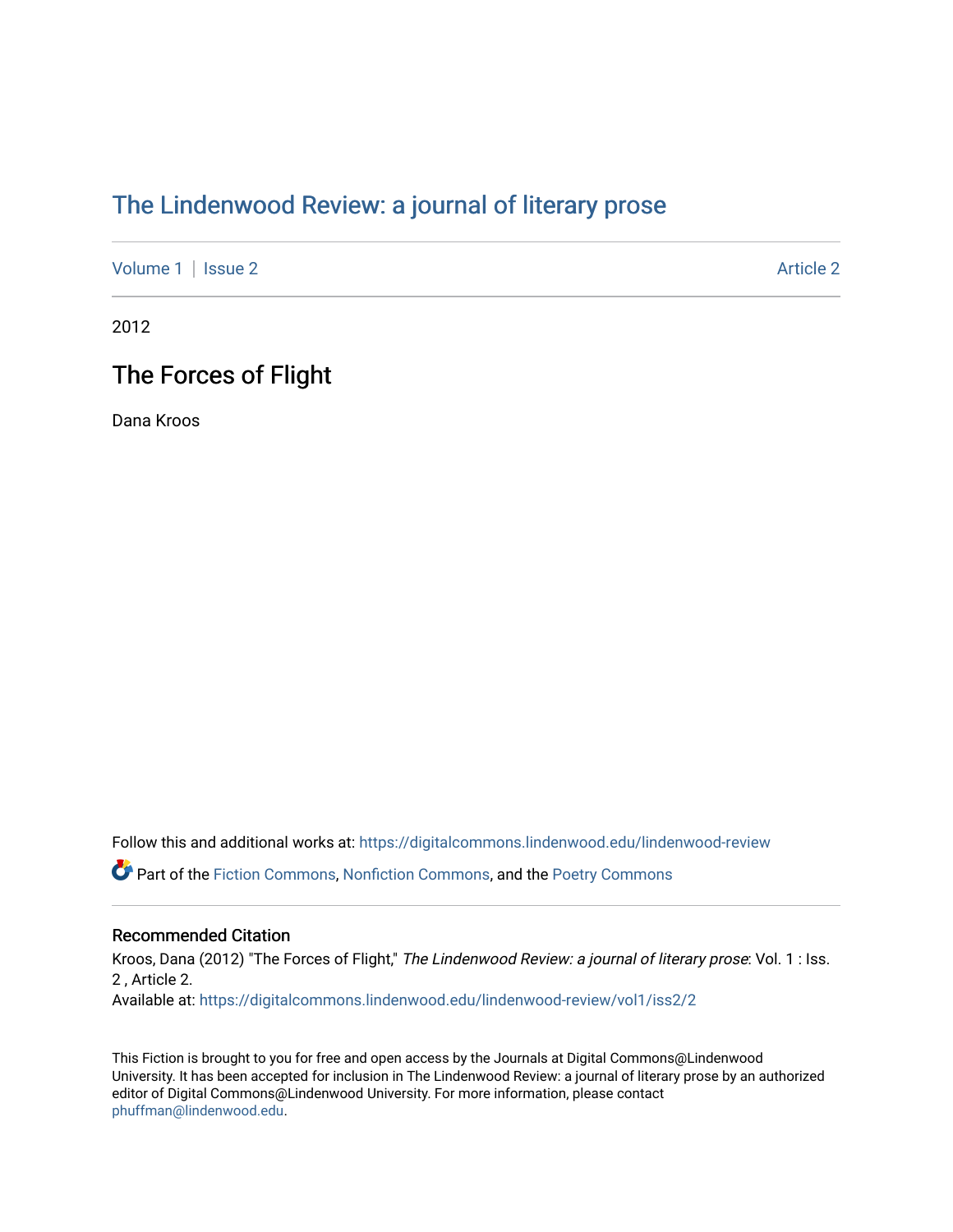# The Lindenwood Review: a journal of literary prose

Volume 1 | Issue 2 Article 2

2012

## The Forces of Flight

Dana Kroos

Follow this and additional works at: https://digitalcommons.lindenwood.edu/lindenwood-review

Part of the Fiction Commons, Nonfiction Commons, and the Poetry Commons

### Recommended Citation

Kroos, Dana (2012) "The Forces of Flight," *The Lindenwood Review: a journal of literary prose*: Vol. 1 : Iss. 2 , Article 2.
Available at: https://digitalcommons.lindenwood.edu/lindenwood-review/vol1/iss2/2

This Fiction is brought to you for free and open access by the Journals at Digital Commons@Lindenwood University. It has been accepted for inclusion in The Lindenwood Review: a journal of literary prose by an authorized editor of Digital Commons@Lindenwood University. For more information, please contact phuffman@lindenwood.edu.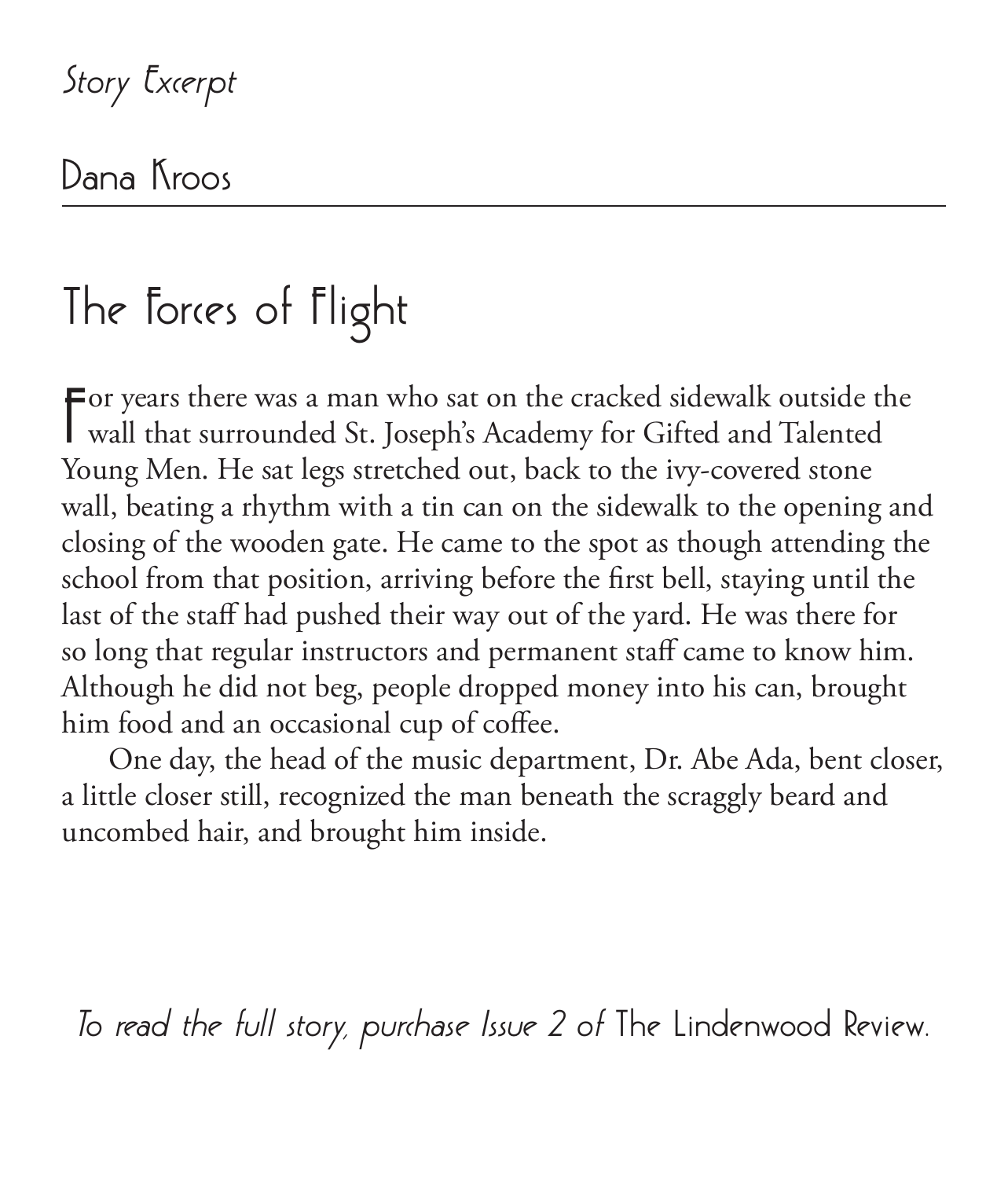*Story Excerpt*

Dana Kroos

# The Forces of Flight

For years there was a man who sat on the cracked sidewalk outside the wall that surrounded St. Joseph's Academy for Gifted and Talented Young Men. He sat legs stretched out, back to the ivy-covered stone wall, beating a rhythm with a tin can on the sidewalk to the opening and closing of the wooden gate. He came to the spot as though attending the school from that position, arriving before the first bell, staying until the last of the staff had pushed their way out of the yard. He was there for so long that regular instructors and permanent staff came to know him. Although he did not beg, people dropped money into his can, brought him food and an occasional cup of coffee.

One day, the head of the music department, Dr. Abe Ada, bent closer, a little closer still, recognized the man beneath the scraggly beard and uncombed hair, and brought him inside.

*To read the full story, purchase Issue 2 of* The Lindenwood Review.